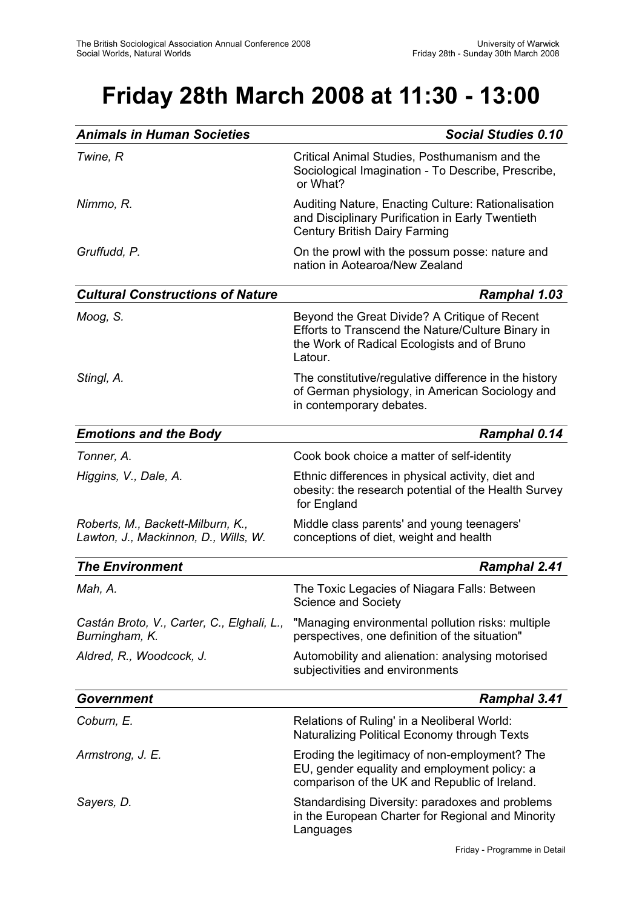# Friday 28th March 2008 at 11:30 - 13:00

| ***Animals in Human Societies*** | ***Social Studies 0.10*** |
|---|---|
| *Twine, R* | Critical Animal Studies, Posthumanism and the Sociological Imagination - To Describe, Prescribe, or What? |
| *Nimmo, R.* | Auditing Nature, Enacting Culture: Rationalisation and Disciplinary Purification in Early Twentieth Century British Dairy Farming |
| *Gruffudd, P.* | On the prowl with the possum posse: nature and nation in Aotearoa/New Zealand |

| ***Cultural Constructions of Nature*** | ***Ramphal 1.03*** |
|---|---|
| *Moog, S.* | Beyond the Great Divide? A Critique of Recent Efforts to Transcend the Nature/Culture Binary in the Work of Radical Ecologists and of Bruno Latour. |
| *Stingl, A.* | The constitutive/regulative difference in the history of German physiology, in American Sociology and in contemporary debates. |

| ***Emotions and the Body*** | ***Ramphal 0.14*** |
|---|---|
| *Tonner, A.* | Cook book choice a matter of self-identity |
| *Higgins, V., Dale, A.* | Ethnic differences in physical activity, diet and obesity: the research potential of the Health Survey for England |
| *Roberts, M., Backett-Milburn, K., Lawton, J., Mackinnon, D., Wills, W.* | Middle class parents' and young teenagers' conceptions of diet, weight and health |

| ***The Environment*** | ***Ramphal 2.41*** |
|---|---|
| *Mah, A.* | The Toxic Legacies of Niagara Falls: Between Science and Society |
| *Castán Broto, V., Carter, C., Elghali, L., Burningham, K.* | "Managing environmental pollution risks: multiple perspectives, one definition of the situation" |
| *Aldred, R., Woodcock, J.* | Automobility and alienation: analysing motorised subjectivities and environments |

| ***Government*** | ***Ramphal 3.41*** |
|---|---|
| *Coburn, E.* | Relations of Ruling' in a Neoliberal World: Naturalizing Political Economy through Texts |
| *Armstrong, J. E.* | Eroding the legitimacy of non-employment? The EU, gender equality and employment policy: a comparison of the UK and Republic of Ireland. |
| *Sayers, D.* | Standardising Diversity: paradoxes and problems in the European Charter for Regional and Minority Languages |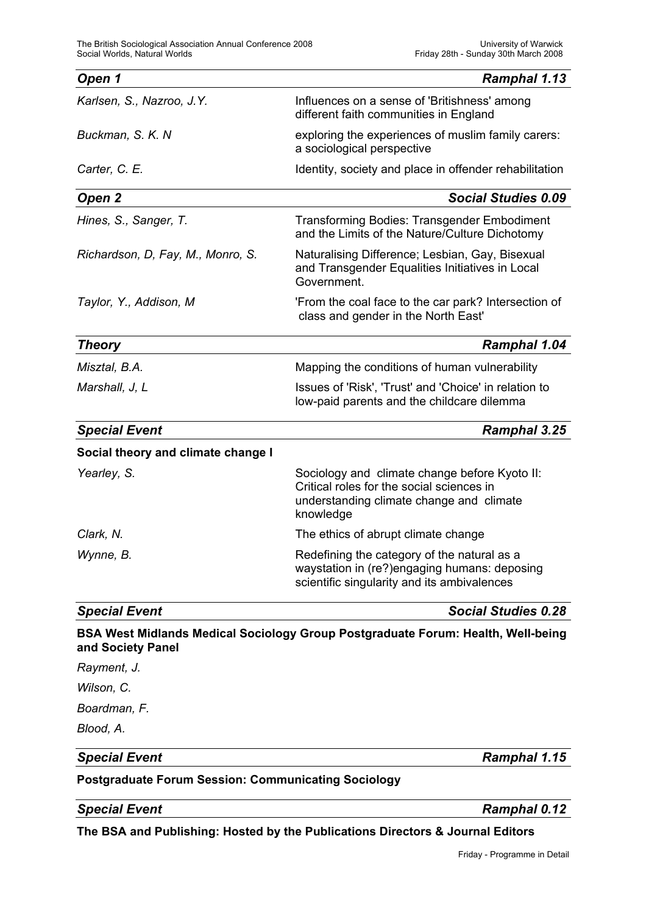### *Open 1* — *Ramphal 1.13*

| | |
|---|---|
| *Karlsen, S., Nazroo, J.Y.* | Influences on a sense of 'Britishness' among different faith communities in England |
| *Buckman, S. K. N* | exploring the experiences of muslim family carers: a sociological perspective |
| *Carter, C. E.* | Identity, society and place in offender rehabilitation |

### *Open 2* — *Social Studies 0.09*

| | |
|---|---|
| *Hines, S., Sanger, T.* | Transforming Bodies: Transgender Embodiment and the Limits of the Nature/Culture Dichotomy |
| *Richardson, D, Fay, M., Monro, S.* | Naturalising Difference; Lesbian, Gay, Bisexual and Transgender Equalities Initiatives in Local Government. |
| *Taylor, Y., Addison, M* | 'From the coal face to the car park? Intersection of class and gender in the North East' |

### *Theory* — *Ramphal 1.04*

| | |
|---|---|
| *Misztal, B.A.* | Mapping the conditions of human vulnerability |
| *Marshall, J, L* | Issues of 'Risk', 'Trust' and 'Choice' in relation to low-paid parents and the childcare dilemma |

### *Special Event* — *Ramphal 3.25*

**Social theory and climate change I**

| | |
|---|---|
| *Yearley, S.* | Sociology and climate change before Kyoto II: Critical roles for the social sciences in understanding climate change and climate knowledge |
| *Clark, N.* | The ethics of abrupt climate change |
| *Wynne, B.* | Redefining the category of the natural as a waystation in (re?)engaging humans: deposing scientific singularity and its ambivalences |

### *Special Event* — *Social Studies 0.28*

**BSA West Midlands Medical Sociology Group Postgraduate Forum: Health, Well-being and Society Panel**

*Rayment, J.*

*Wilson, C.*

*Boardman, F.*

*Blood, A.*

### *Special Event* — *Ramphal 1.15*

**Postgraduate Forum Session: Communicating Sociology**

### *Special Event* — *Ramphal 0.12*

**The BSA and Publishing: Hosted by the Publications Directors & Journal Editors**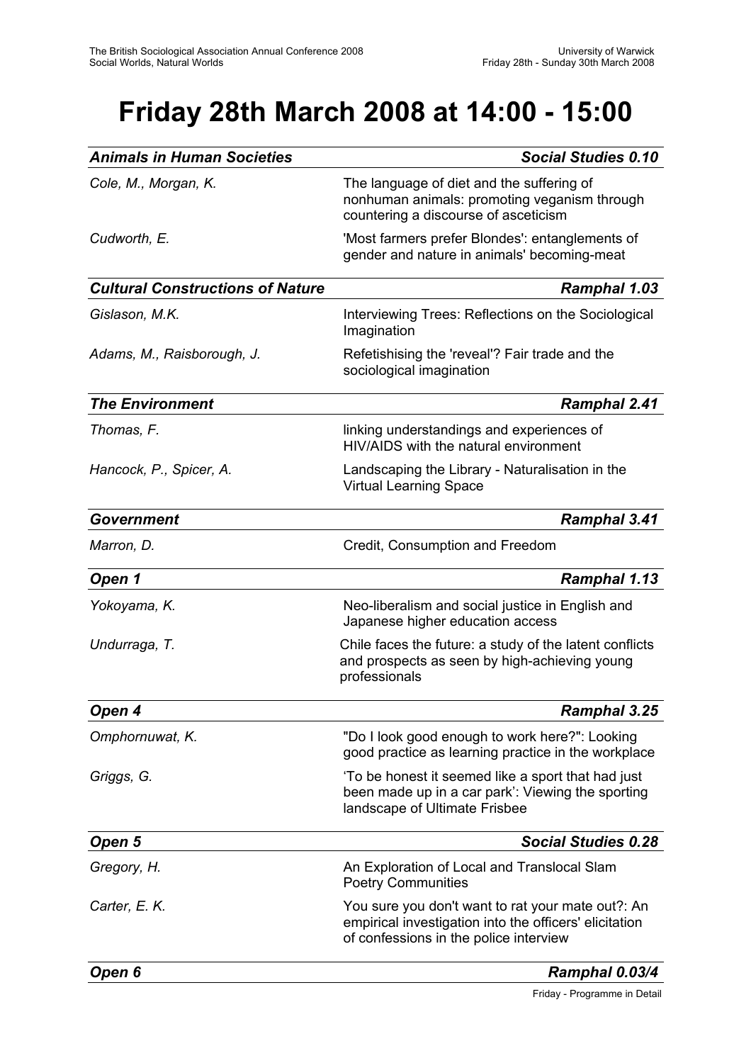# Friday 28th March 2008 at 14:00 - 15:00

| ***Animals in Human Societies*** | ***Social Studies 0.10*** |
|---|---|
| *Cole, M., Morgan, K.* | The language of diet and the suffering of nonhuman animals: promoting veganism through countering a discourse of asceticism |
| *Cudworth, E.* | 'Most farmers prefer Blondes': entanglements of gender and nature in animals' becoming-meat |

| ***Cultural Constructions of Nature*** | ***Ramphal 1.03*** |
|---|---|
| *Gislason, M.K.* | Interviewing Trees: Reflections on the Sociological Imagination |
| *Adams, M., Raisborough, J.* | Refetishising the 'reveal'? Fair trade and the sociological imagination |

| ***The Environment*** | ***Ramphal 2.41*** |
|---|---|
| *Thomas, F.* | linking understandings and experiences of HIV/AIDS with the natural environment |
| *Hancock, P., Spicer, A.* | Landscaping the Library - Naturalisation in the Virtual Learning Space |

| ***Government*** | ***Ramphal 3.41*** |
|---|---|
| *Marron, D.* | Credit, Consumption and Freedom |

| ***Open 1*** | ***Ramphal 1.13*** |
|---|---|
| *Yokoyama, K.* | Neo-liberalism and social justice in English and Japanese higher education access |
| *Undurraga, T.* | Chile faces the future: a study of the latent conflicts and prospects as seen by high-achieving young professionals |

| ***Open 4*** | ***Ramphal 3.25*** |
|---|---|
| *Omphornuwat, K.* | "Do I look good enough to work here?": Looking good practice as learning practice in the workplace |
| *Griggs, G.* | 'To be honest it seemed like a sport that had just been made up in a car park': Viewing the sporting landscape of Ultimate Frisbee |

| ***Open 5*** | ***Social Studies 0.28*** |
|---|---|
| *Gregory, H.* | An Exploration of Local and Translocal Slam Poetry Communities |
| *Carter, E. K.* | You sure you don't want to rat your mate out?: An empirical investigation into the officers' elicitation of confessions in the police interview |

| ***Open 6*** | ***Ramphal 0.03/4*** |
|---|---|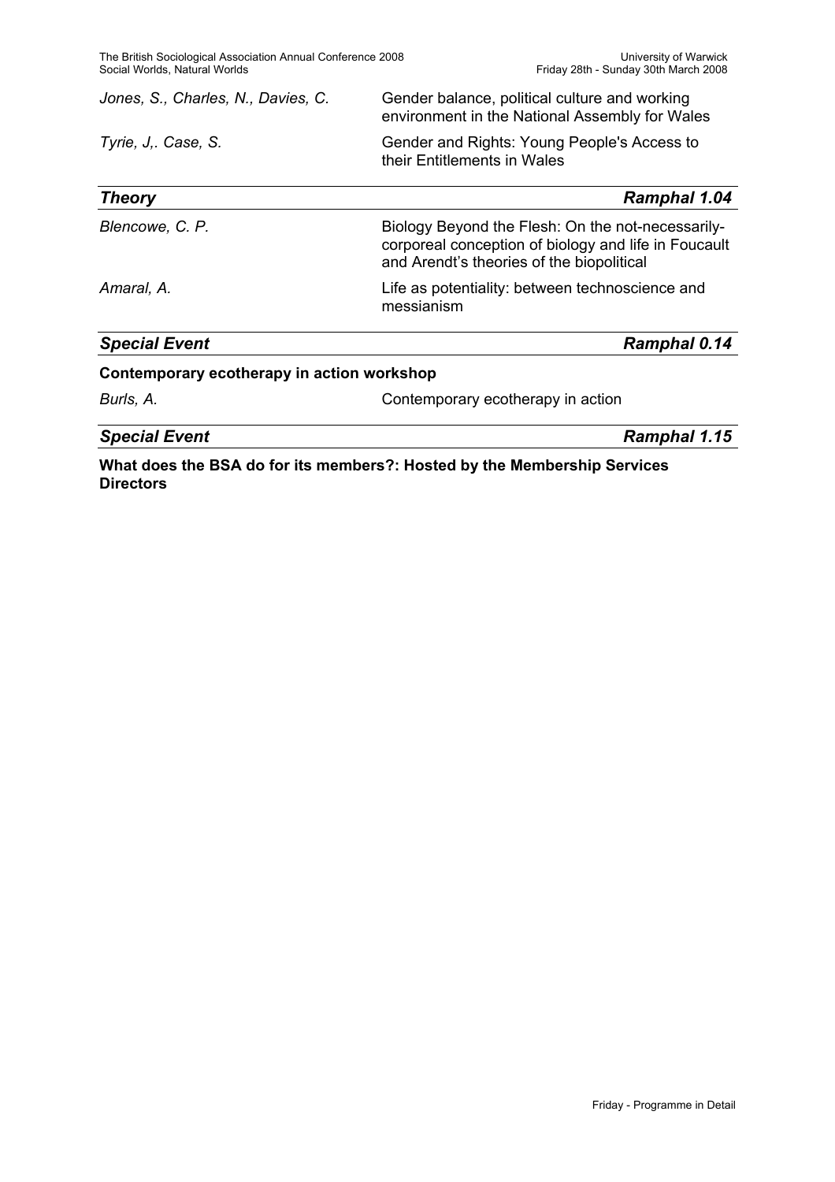*Jones, S., Charles, N., Davies, C.* — Gender balance, political culture and working environment in the National Assembly for Wales

*Tyrie, J,. Case, S.* — Gender and Rights: Young People's Access to their Entitlements in Wales

### *Theory* — *Ramphal 1.04*

*Blencowe, C. P.* — Biology Beyond the Flesh: On the not-necessarily-corporeal conception of biology and life in Foucault and Arendt's theories of the biopolitical

*Amaral, A.* — Life as potentiality: between technoscience and messianism

### *Special Event* — *Ramphal 0.14*

**Contemporary ecotherapy in action workshop**

*Burls, A.* — Contemporary ecotherapy in action

### *Special Event* — *Ramphal 1.15*

**What does the BSA do for its members?: Hosted by the Membership Services Directors**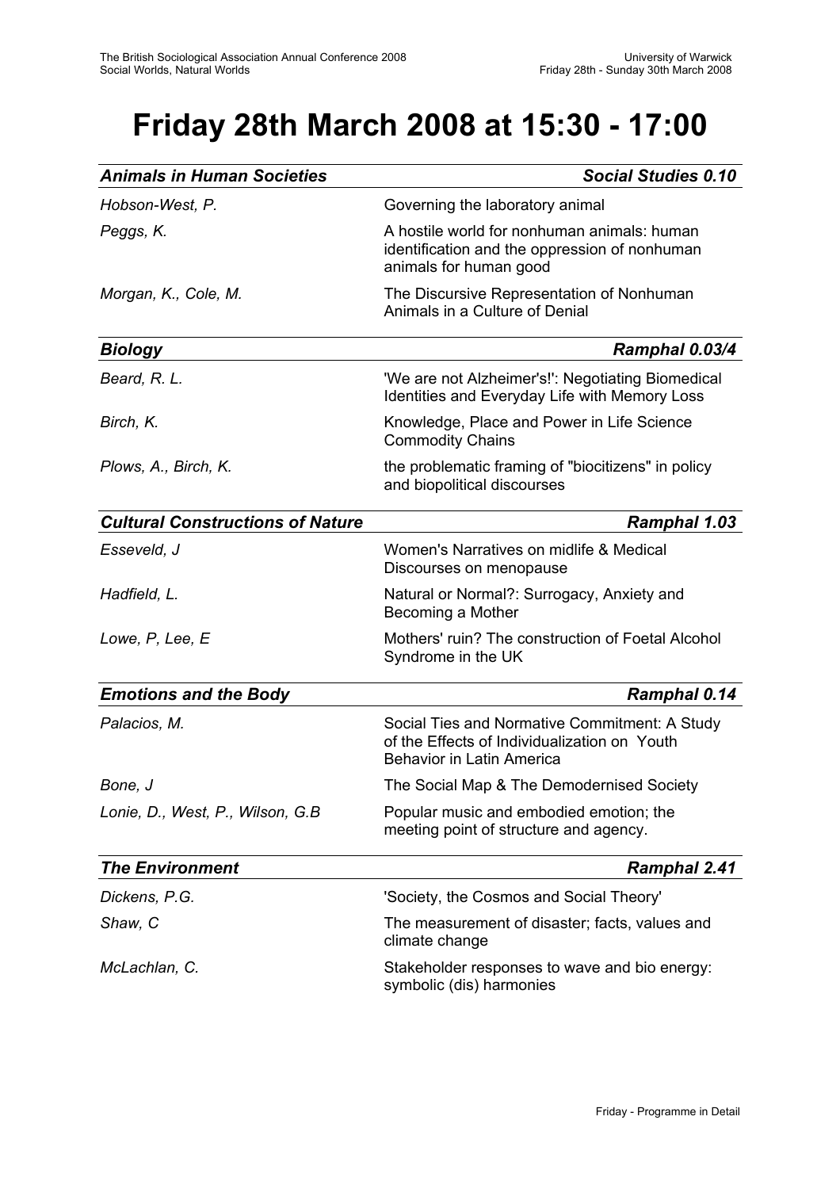# Friday 28th March 2008 at 15:30 - 17:00

| ***Animals in Human Societies*** | ***Social Studies 0.10*** |
|---|---|
| *Hobson-West, P.* | Governing the laboratory animal |
| *Peggs, K.* | A hostile world for nonhuman animals: human identification and the oppression of nonhuman animals for human good |
| *Morgan, K., Cole, M.* | The Discursive Representation of Nonhuman Animals in a Culture of Denial |

| ***Biology*** | ***Ramphal 0.03/4*** |
|---|---|
| *Beard, R. L.* | 'We are not Alzheimer's!': Negotiating Biomedical Identities and Everyday Life with Memory Loss |
| *Birch, K.* | Knowledge, Place and Power in Life Science Commodity Chains |
| *Plows, A., Birch, K.* | the problematic framing of "biocitizens" in policy and biopolitical discourses |

| ***Cultural Constructions of Nature*** | ***Ramphal 1.03*** |
|---|---|
| *Esseveld, J* | Women's Narratives on midlife & Medical Discourses on menopause |
| *Hadfield, L.* | Natural or Normal?: Surrogacy, Anxiety and Becoming a Mother |
| *Lowe, P, Lee, E* | Mothers' ruin? The construction of Foetal Alcohol Syndrome in the UK |

| ***Emotions and the Body*** | ***Ramphal 0.14*** |
|---|---|
| *Palacios, M.* | Social Ties and Normative Commitment: A Study of the Effects of Individualization on Youth Behavior in Latin America |
| *Bone, J* | The Social Map & The Demodernised Society |
| *Lonie, D., West, P., Wilson, G.B* | Popular music and embodied emotion; the meeting point of structure and agency. |

| ***The Environment*** | ***Ramphal 2.41*** |
|---|---|
| *Dickens, P.G.* | 'Society, the Cosmos and Social Theory' |
| *Shaw, C* | The measurement of disaster; facts, values and climate change |
| *McLachlan, C.* | Stakeholder responses to wave and bio energy: symbolic (dis) harmonies |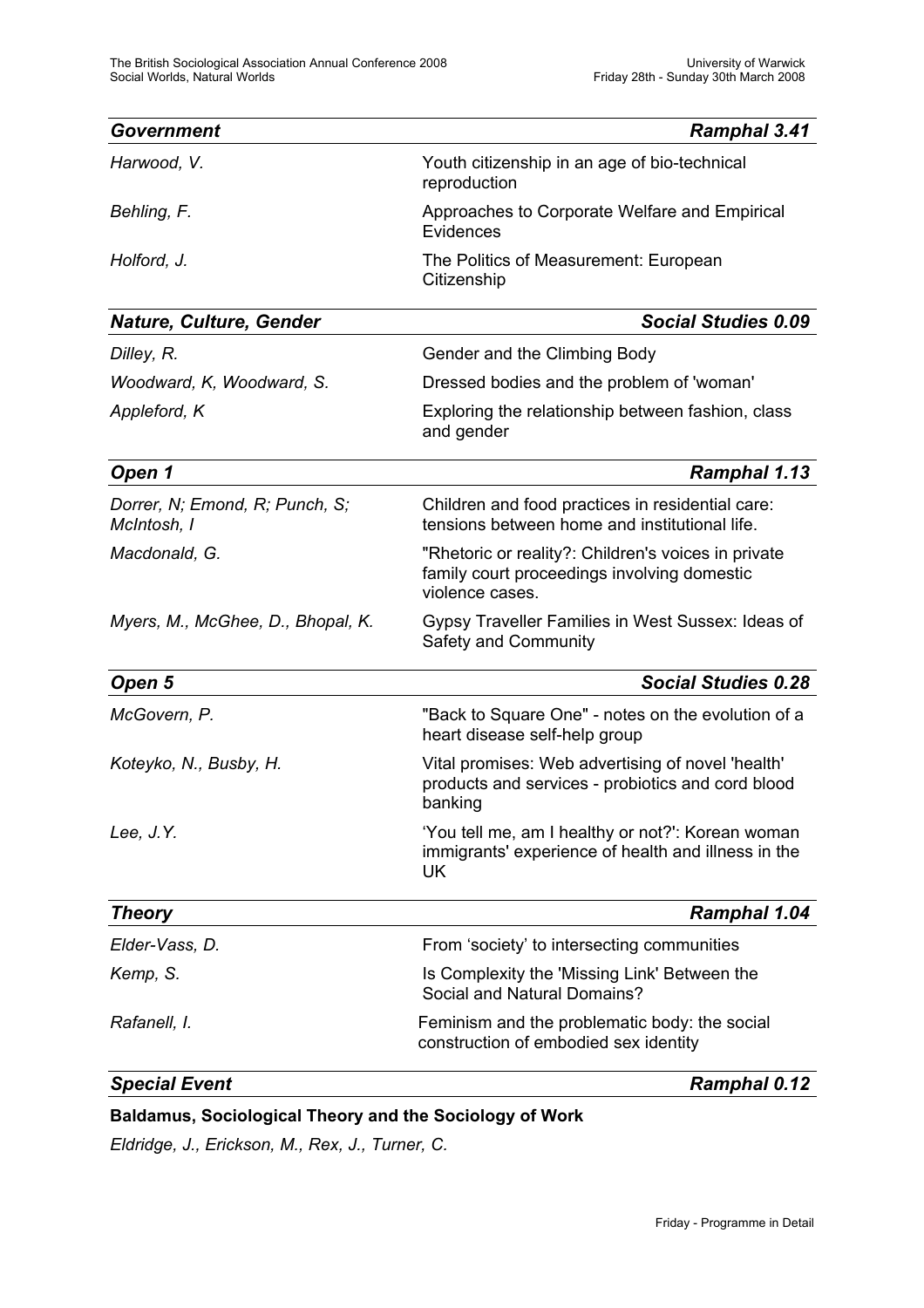| ***Government*** | ***Ramphal 3.41*** |
| --- | --- |
| *Harwood, V.* | Youth citizenship in an age of bio-technical reproduction |
| *Behling, F.* | Approaches to Corporate Welfare and Empirical Evidences |
| *Holford, J.* | The Politics of Measurement: European Citizenship |

| ***Nature, Culture, Gender*** | ***Social Studies 0.09*** |
| --- | --- |
| *Dilley, R.* | Gender and the Climbing Body |
| *Woodward, K, Woodward, S.* | Dressed bodies and the problem of 'woman' |
| *Appleford, K* | Exploring the relationship between fashion, class and gender |

| ***Open 1*** | ***Ramphal 1.13*** |
| --- | --- |
| *Dorrer, N; Emond, R; Punch, S; McIntosh, I* | Children and food practices in residential care: tensions between home and institutional life. |
| *Macdonald, G.* | "Rhetoric or reality?: Children's voices in private family court proceedings involving domestic violence cases. |
| *Myers, M., McGhee, D., Bhopal, K.* | Gypsy Traveller Families in West Sussex: Ideas of Safety and Community |

| ***Open 5*** | ***Social Studies 0.28*** |
| --- | --- |
| *McGovern, P.* | "Back to Square One" - notes on the evolution of a heart disease self-help group |
| *Koteyko, N., Busby, H.* | Vital promises: Web advertising of novel 'health' products and services - probiotics and cord blood banking |
| *Lee, J.Y.* | 'You tell me, am I healthy or not?': Korean woman immigrants' experience of health and illness in the UK |

| ***Theory*** | ***Ramphal 1.04*** |
| --- | --- |
| *Elder-Vass, D.* | From 'society' to intersecting communities |
| *Kemp, S.* | Is Complexity the 'Missing Link' Between the Social and Natural Domains? |
| *Rafanell, I.* | Feminism and the problematic body: the social construction of embodied sex identity |

| ***Special Event*** | ***Ramphal 0.12*** |
| --- | --- |

**Baldamus, Sociological Theory and the Sociology of Work**

*Eldridge, J., Erickson, M., Rex, J., Turner, C.*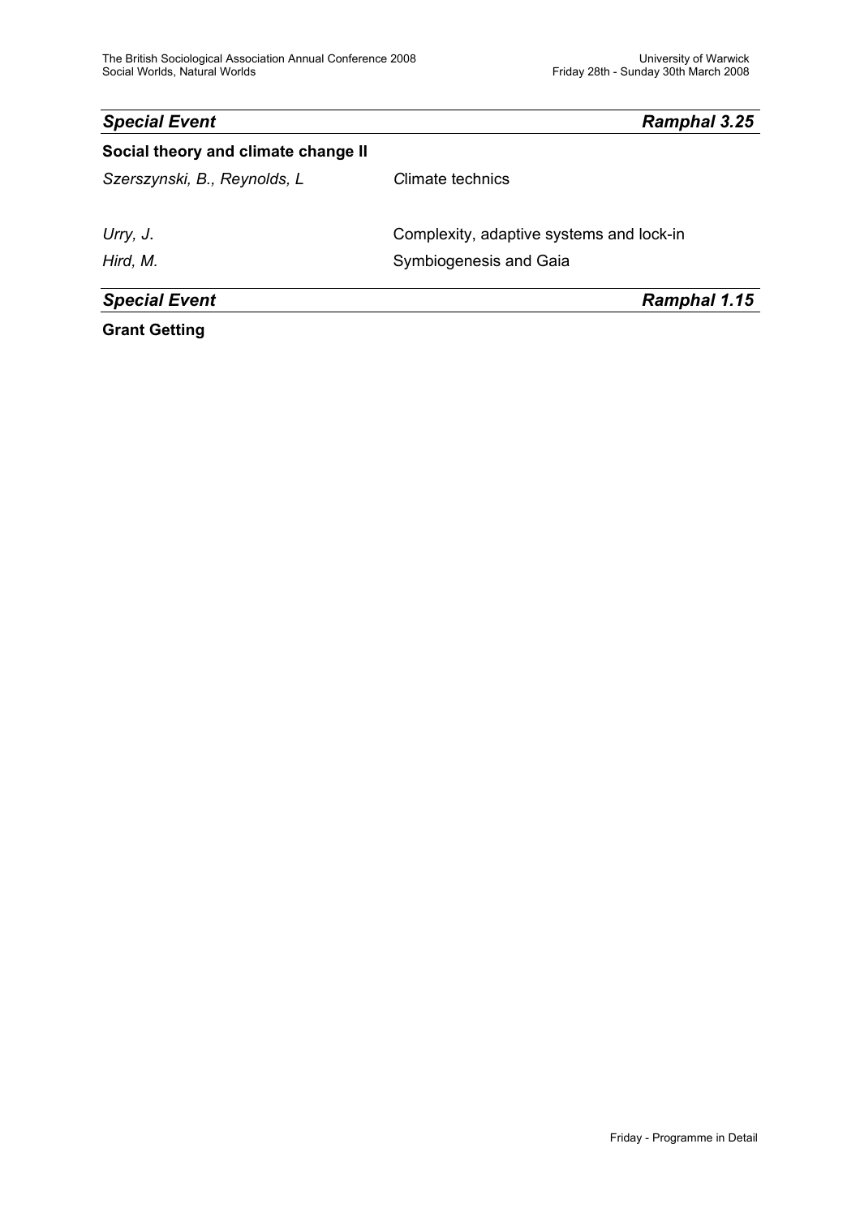| *Special Event* | *Ramphal 3.25* |
|---|---|
| **Social theory and climate change II** | |
| *Szerszynski, B., Reynolds, L* | Climate technics |
| *Urry, J.* | Complexity, adaptive systems and lock-in |
| *Hird, M.* | Symbiogenesis and Gaia |

| *Special Event* | *Ramphal 1.15* |
|---|---|
| **Grant Getting** | |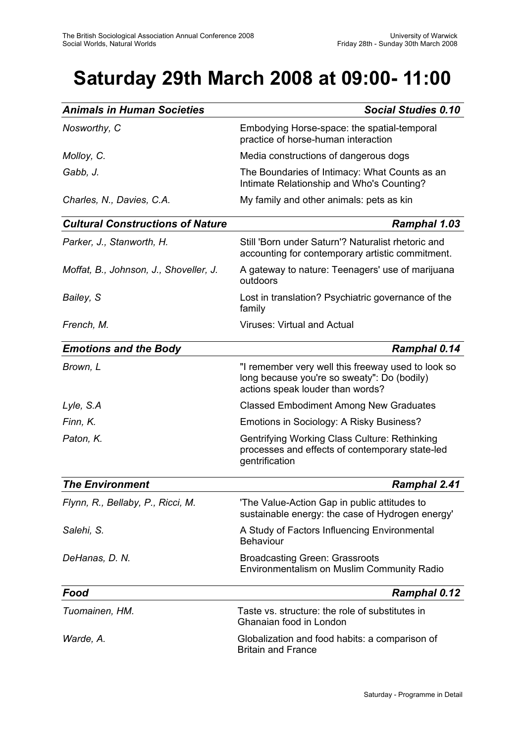# Saturday 29th March 2008 at 09:00- 11:00

| *Animals in Human Societies* | *Social Studies 0.10* |
|---|---|
| *Nosworthy, C* | Embodying Horse-space: the spatial-temporal practice of horse-human interaction |
| *Molloy, C.* | Media constructions of dangerous dogs |
| *Gabb, J.* | The Boundaries of Intimacy: What Counts as an Intimate Relationship and Who's Counting? |
| *Charles, N., Davies, C.A.* | My family and other animals: pets as kin |

| *Cultural Constructions of Nature* | *Ramphal 1.03* |
|---|---|
| *Parker, J., Stanworth, H.* | Still 'Born under Saturn'? Naturalist rhetoric and accounting for contemporary artistic commitment. |
| *Moffat, B., Johnson, J., Shoveller, J.* | A gateway to nature: Teenagers' use of marijuana outdoors |
| *Bailey, S* | Lost in translation? Psychiatric governance of the family |
| *French, M.* | Viruses: Virtual and Actual |

| *Emotions and the Body* | *Ramphal 0.14* |
|---|---|
| *Brown, L* | "I remember very well this freeway used to look so long because you're so sweaty": Do (bodily) actions speak louder than words? |
| *Lyle, S.A* | Classed Embodiment Among New Graduates |
| *Finn, K.* | Emotions in Sociology: A Risky Business? |
| *Paton, K.* | Gentrifying Working Class Culture: Rethinking processes and effects of contemporary state-led gentrification |

| *The Environment* | *Ramphal 2.41* |
|---|---|
| *Flynn, R., Bellaby, P., Ricci, M.* | 'The Value-Action Gap in public attitudes to sustainable energy: the case of Hydrogen energy' |
| *Salehi, S.* | A Study of Factors Influencing Environmental Behaviour |
| *DeHanas, D. N.* | Broadcasting Green: Grassroots Environmentalism on Muslim Community Radio |

| *Food* | *Ramphal 0.12* |
|---|---|
| *Tuomainen, HM.* | Taste vs. structure: the role of substitutes in Ghanaian food in London |
| *Warde, A.* | Globalization and food habits: a comparison of Britain and France |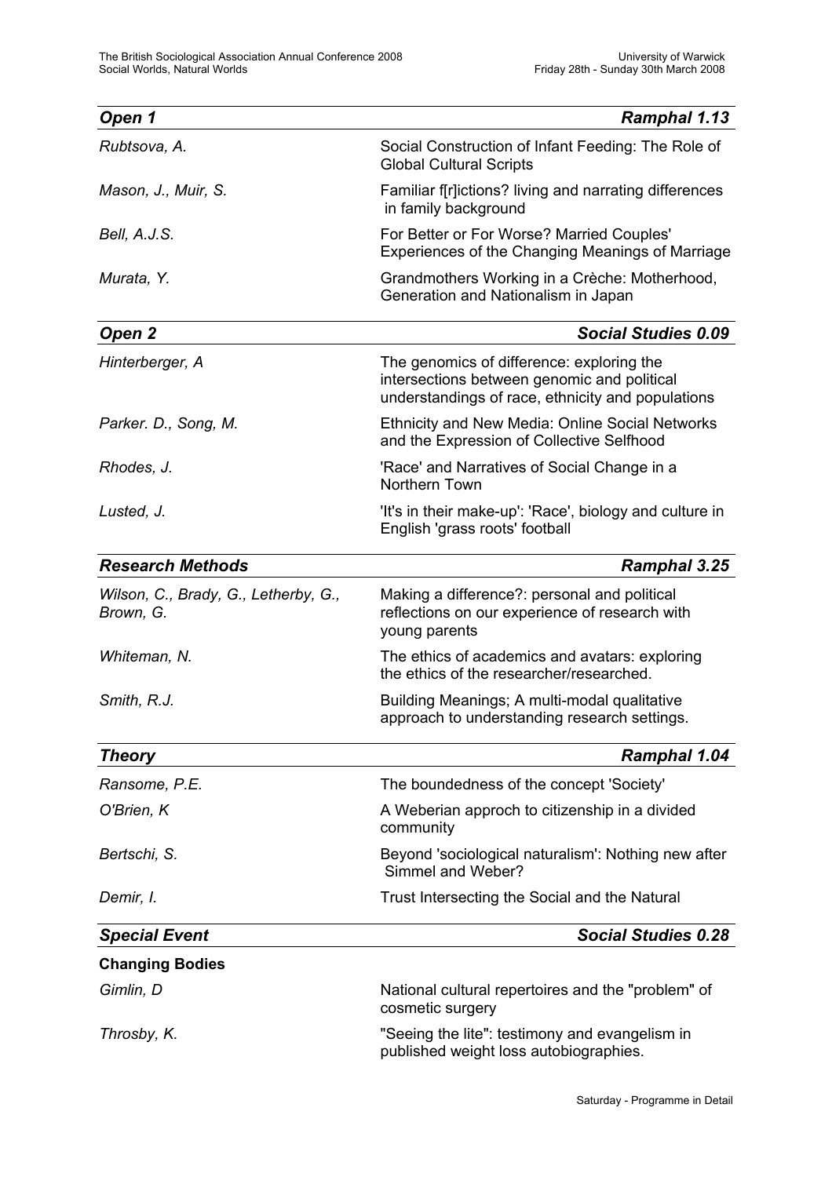| ***Open 1*** | ***Ramphal 1.13*** |
| --- | --- |
| *Rubtsova, A.* | Social Construction of Infant Feeding: The Role of Global Cultural Scripts |
| *Mason, J., Muir, S.* | Familiar f[r]ictions? living and narrating differences in family background |
| *Bell, A.J.S.* | For Better or For Worse? Married Couples' Experiences of the Changing Meanings of Marriage |
| *Murata, Y.* | Grandmothers Working in a Crèche: Motherhood, Generation and Nationalism in Japan |

| ***Open 2*** | ***Social Studies 0.09*** |
| --- | --- |
| *Hinterberger, A* | The genomics of difference: exploring the intersections between genomic and political understandings of race, ethnicity and populations |
| *Parker. D., Song, M.* | Ethnicity and New Media: Online Social Networks and the Expression of Collective Selfhood |
| *Rhodes, J.* | 'Race' and Narratives of Social Change in a Northern Town |
| *Lusted, J.* | 'It's in their make-up': 'Race', biology and culture in English 'grass roots' football |

| ***Research Methods*** | ***Ramphal 3.25*** |
| --- | --- |
| *Wilson, C., Brady, G., Letherby, G., Brown, G.* | Making a difference?: personal and political reflections on our experience of research with young parents |
| *Whiteman, N.* | The ethics of academics and avatars: exploring the ethics of the researcher/researched. |
| *Smith, R.J.* | Building Meanings; A multi-modal qualitative approach to understanding research settings. |

| ***Theory*** | ***Ramphal 1.04*** |
| --- | --- |
| *Ransome, P.E.* | The boundedness of the concept 'Society' |
| *O'Brien, K* | A Weberian approch to citizenship in a divided community |
| *Bertschi, S.* | Beyond 'sociological naturalism': Nothing new after Simmel and Weber? |
| *Demir, I.* | Trust Intersecting the Social and the Natural |

| ***Special Event*** | ***Social Studies 0.28*** |
| --- | --- |
| **Changing Bodies** | |
| *Gimlin, D* | National cultural repertoires and the "problem" of cosmetic surgery |
| *Throsby, K.* | "Seeing the lite": testimony and evangelism in published weight loss autobiographies. |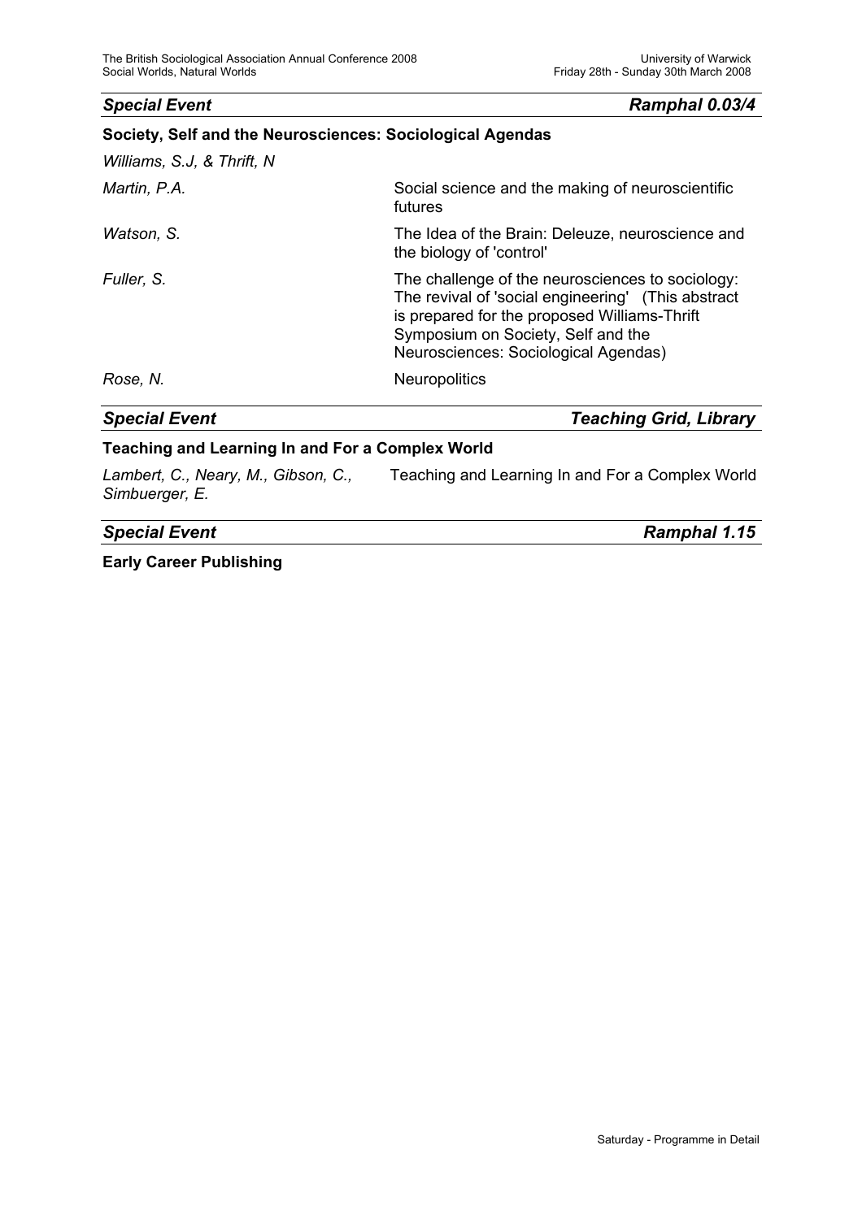***Special Event*** ***Ramphal 0.03/4***

**Society, Self and the Neurosciences: Sociological Agendas**

*Williams, S.J, & Thrift, N*

| | |
|---|---|
| *Martin, P.A.* | Social science and the making of neuroscientific futures |
| *Watson, S.* | The Idea of the Brain: Deleuze, neuroscience and the biology of 'control' |
| *Fuller, S.* | The challenge of the neurosciences to sociology: The revival of 'social engineering' (This abstract is prepared for the proposed Williams-Thrift Symposium on Society, Self and the Neurosciences: Sociological Agendas) |
| *Rose, N.* | Neuropolitics |

***Special Event*** ***Teaching Grid, Library***

**Teaching and Learning In and For a Complex World**

| | |
|---|---|
| *Lambert, C., Neary, M., Gibson, C., Simbuerger, E.* | Teaching and Learning In and For a Complex World |

***Special Event*** ***Ramphal 1.15***

**Early Career Publishing**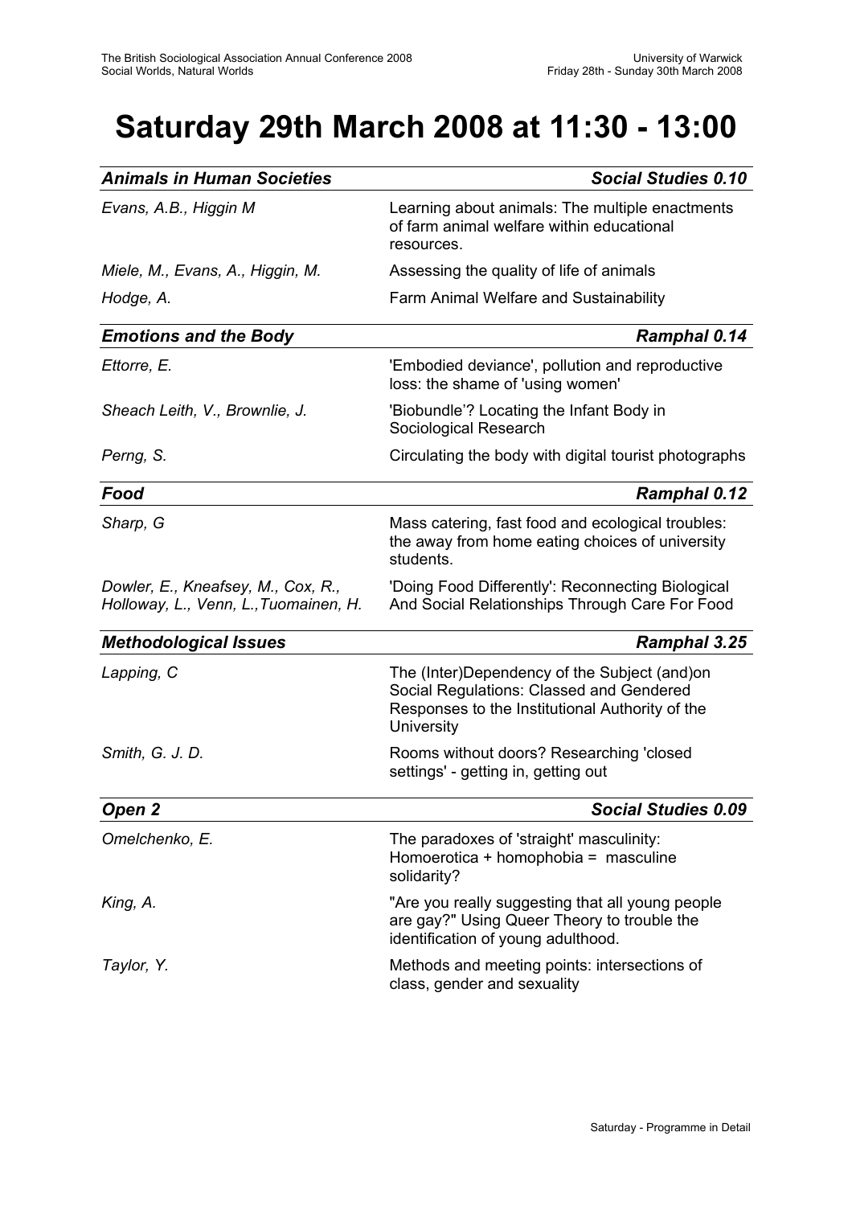# Saturday 29th March 2008 at 11:30 - 13:00

| ***Animals in Human Societies*** | ***Social Studies 0.10*** |
|---|---|
| *Evans, A.B., Higgin M* | Learning about animals: The multiple enactments of farm animal welfare within educational resources. |
| *Miele, M., Evans, A., Higgin, M.* | Assessing the quality of life of animals |
| *Hodge, A.* | Farm Animal Welfare and Sustainability |

| ***Emotions and the Body*** | ***Ramphal 0.14*** |
|---|---|
| *Ettorre, E.* | 'Embodied deviance', pollution and reproductive loss: the shame of 'using women' |
| *Sheach Leith, V., Brownlie, J.* | 'Biobundle'? Locating the Infant Body in Sociological Research |
| *Perng, S.* | Circulating the body with digital tourist photographs |

| ***Food*** | ***Ramphal 0.12*** |
|---|---|
| *Sharp, G* | Mass catering, fast food and ecological troubles: the away from home eating choices of university students. |
| *Dowler, E., Kneafsey, M., Cox, R., Holloway, L., Venn, L.,Tuomainen, H.* | 'Doing Food Differently': Reconnecting Biological And Social Relationships Through Care For Food |

| ***Methodological Issues*** | ***Ramphal 3.25*** |
|---|---|
| *Lapping, C* | The (Inter)Dependency of the Subject (and)on Social Regulations: Classed and Gendered Responses to the Institutional Authority of the University |
| *Smith, G. J. D.* | Rooms without doors? Researching 'closed settings' - getting in, getting out |

| ***Open 2*** | ***Social Studies 0.09*** |
|---|---|
| *Omelchenko, E.* | The paradoxes of 'straight' masculinity: Homoerotica + homophobia = masculine solidarity? |
| *King, A.* | "Are you really suggesting that all young people are gay?" Using Queer Theory to trouble the identification of young adulthood. |
| *Taylor, Y.* | Methods and meeting points: intersections of class, gender and sexuality |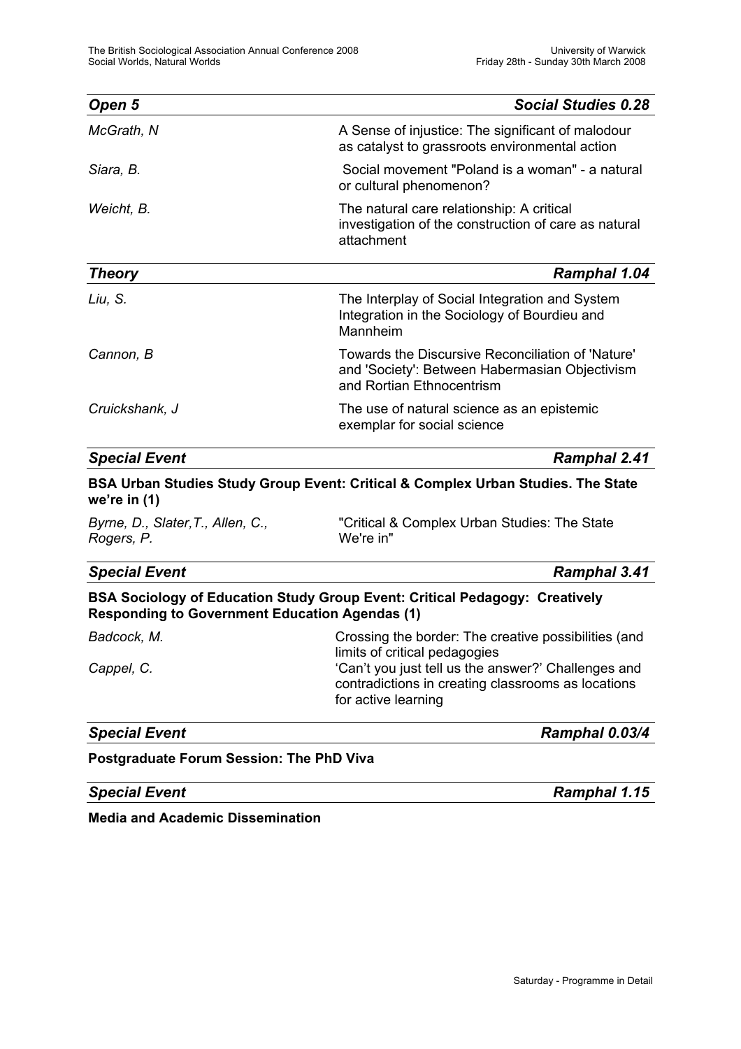## *Open 5* — *Social Studies 0.28*

| | |
|---|---|
| *McGrath, N* | A Sense of injustice: The significant of malodour as catalyst to grassroots environmental action |
| *Siara, B.* | Social movement "Poland is a woman" - a natural or cultural phenomenon? |
| *Weicht, B.* | The natural care relationship: A critical investigation of the construction of care as natural attachment |

## *Theory* — *Ramphal 1.04*

| | |
|---|---|
| *Liu, S.* | The Interplay of Social Integration and System Integration in the Sociology of Bourdieu and Mannheim |
| *Cannon, B* | Towards the Discursive Reconciliation of 'Nature' and 'Society': Between Habermasian Objectivism and Rortian Ethnocentrism |
| *Cruickshank, J* | The use of natural science as an epistemic exemplar for social science |

## *Special Event* — *Ramphal 2.41*

**BSA Urban Studies Study Group Event: Critical & Complex Urban Studies. The State we're in (1)**

| | |
|---|---|
| *Byrne, D., Slater,T., Allen, C., Rogers, P.* | "Critical & Complex Urban Studies: The State We're in" |

## *Special Event* — *Ramphal 3.41*

**BSA Sociology of Education Study Group Event: Critical Pedagogy: Creatively Responding to Government Education Agendas (1)**

| | |
|---|---|
| *Badcock, M.* | Crossing the border: The creative possibilities (and limits of critical pedagogies |
| *Cappel, C.* | 'Can't you just tell us the answer?' Challenges and contradictions in creating classrooms as locations for active learning |

## *Special Event* — *Ramphal 0.03/4*

**Postgraduate Forum Session: The PhD Viva**

## *Special Event* — *Ramphal 1.15*

**Media and Academic Dissemination**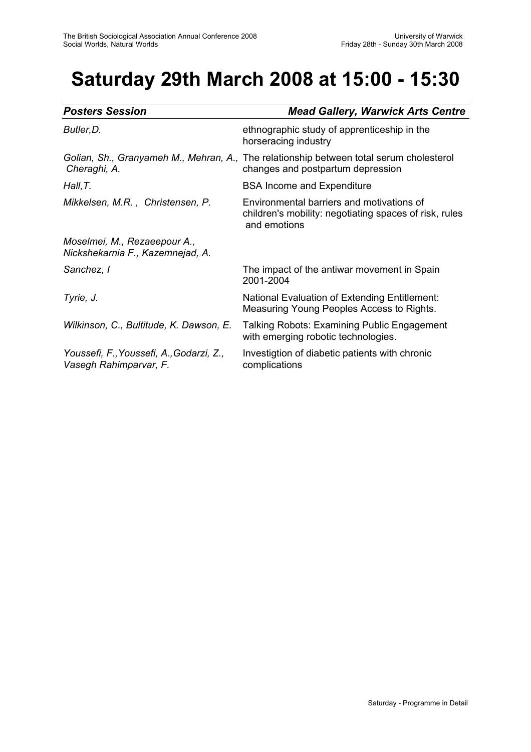# Saturday 29th March 2008 at 15:00 - 15:30

| *Posters Session* | *Mead Gallery, Warwick Arts Centre* |
|---|---|
| *Butler,D.* | ethnographic study of apprenticeship in the horseracing industry |
| *Golian, Sh., Granyameh M., Mehran, A., Cheraghi, A.* | The relationship between total serum cholesterol changes and postpartum depression |
| *Hall,T.* | BSA Income and Expenditure |
| *Mikkelsen, M.R. , Christensen, P.* | Environmental barriers and motivations of children's mobility: negotiating spaces of risk, rules and emotions |
| *Moselmei, M., Rezaeepour A., Nickshekarnia F., Kazemnejad, A.* | |
| *Sanchez, I* | The impact of the antiwar movement in Spain 2001-2004 |
| *Tyrie, J.* | National Evaluation of Extending Entitlement: Measuring Young Peoples Access to Rights. |
| *Wilkinson, C., Bultitude, K. Dawson, E.* | Talking Robots: Examining Public Engagement with emerging robotic technologies. |
| *Youssefi, F.,Youssefi, A.,Godarzi, Z., Vasegh Rahimparvar, F.* | Investigtion of diabetic patients with chronic complications |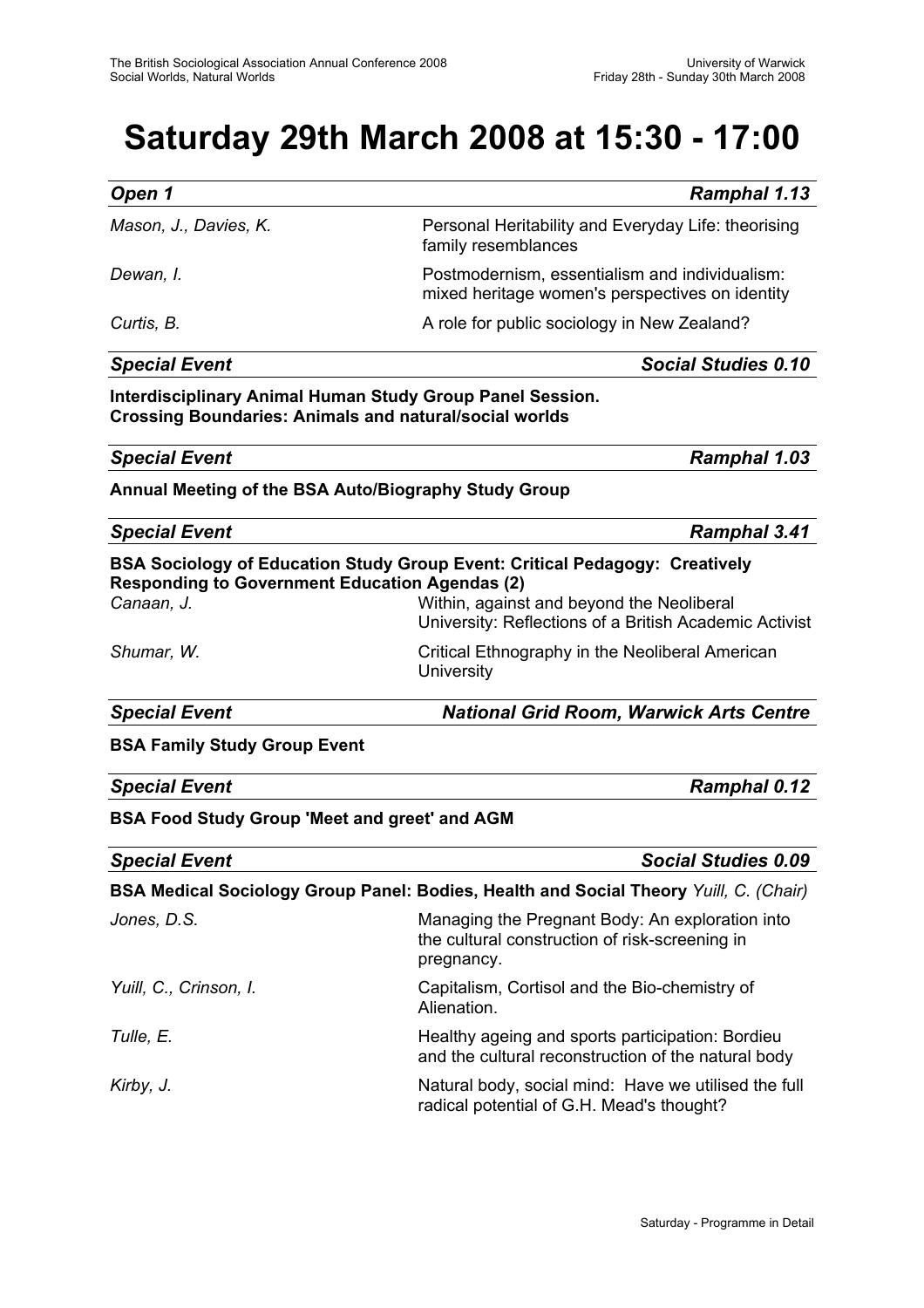# Saturday 29th March 2008 at 15:30 - 17:00

***Open 1*** — ***Ramphal 1.13***

| | |
|---|---|
| *Mason, J., Davies, K.* | Personal Heritability and Everyday Life: theorising family resemblances |
| *Dewan, I.* | Postmodernism, essentialism and individualism: mixed heritage women's perspectives on identity |
| *Curtis, B.* | A role for public sociology in New Zealand? |

***Special Event*** — ***Social Studies 0.10***

**Interdisciplinary Animal Human Study Group Panel Session. Crossing Boundaries: Animals and natural/social worlds**

***Special Event*** — ***Ramphal 1.03***

**Annual Meeting of the BSA Auto/Biography Study Group**

***Special Event*** — ***Ramphal 3.41***

**BSA Sociology of Education Study Group Event: Critical Pedagogy: Creatively Responding to Government Education Agendas (2)**

| | |
|---|---|
| *Canaan, J.* | Within, against and beyond the Neoliberal University: Reflections of a British Academic Activist |
| *Shumar, W.* | Critical Ethnography in the Neoliberal American University |

***Special Event*** — ***National Grid Room, Warwick Arts Centre***

**BSA Family Study Group Event**

***Special Event*** — ***Ramphal 0.12***

**BSA Food Study Group 'Meet and greet' and AGM**

***Special Event*** — ***Social Studies 0.09***

**BSA Medical Sociology Group Panel: Bodies, Health and Social Theory** *Yuill, C. (Chair)*

| | |
|---|---|
| *Jones, D.S.* | Managing the Pregnant Body: An exploration into the cultural construction of risk-screening in pregnancy. |
| *Yuill, C., Crinson, I.* | Capitalism, Cortisol and the Bio-chemistry of Alienation. |
| *Tulle, E.* | Healthy ageing and sports participation: Bordieu and the cultural reconstruction of the natural body |
| *Kirby, J.* | Natural body, social mind: Have we utilised the full radical potential of G.H. Mead's thought? |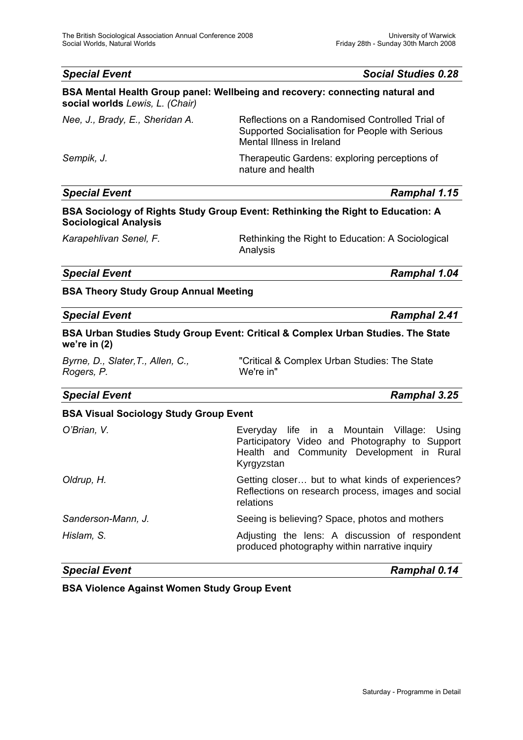### *Special Event* — *Social Studies 0.28*

**BSA Mental Health Group panel: Wellbeing and recovery: connecting natural and social worlds** *Lewis, L. (Chair)*

| | |
|---|---|
| *Nee, J., Brady, E., Sheridan A.* | Reflections on a Randomised Controlled Trial of Supported Socialisation for People with Serious Mental Illness in Ireland |
| *Sempik, J.* | Therapeutic Gardens: exploring perceptions of nature and health |

### *Special Event* — *Ramphal 1.15*

**BSA Sociology of Rights Study Group Event: Rethinking the Right to Education: A Sociological Analysis**

| | |
|---|---|
| *Karapehlivan Senel, F.* | Rethinking the Right to Education: A Sociological Analysis |

### *Special Event* — *Ramphal 1.04*

**BSA Theory Study Group Annual Meeting**

### *Special Event* — *Ramphal 2.41*

**BSA Urban Studies Study Group Event: Critical & Complex Urban Studies. The State we're in (2)**

| | |
|---|---|
| *Byrne, D., Slater,T., Allen, C., Rogers, P.* | "Critical & Complex Urban Studies: The State We're in" |

### *Special Event* — *Ramphal 3.25*

**BSA Visual Sociology Study Group Event**

| | |
|---|---|
| *O'Brian, V.* | Everyday life in a Mountain Village: Using Participatory Video and Photography to Support Health and Community Development in Rural Kyrgyzstan |
| *Oldrup, H.* | Getting closer… but to what kinds of experiences? Reflections on research process, images and social relations |
| *Sanderson-Mann, J.* | Seeing is believing? Space, photos and mothers |
| *Hislam, S.* | Adjusting the lens: A discussion of respondent produced photography within narrative inquiry |

### *Special Event* — *Ramphal 0.14*

**BSA Violence Against Women Study Group Event**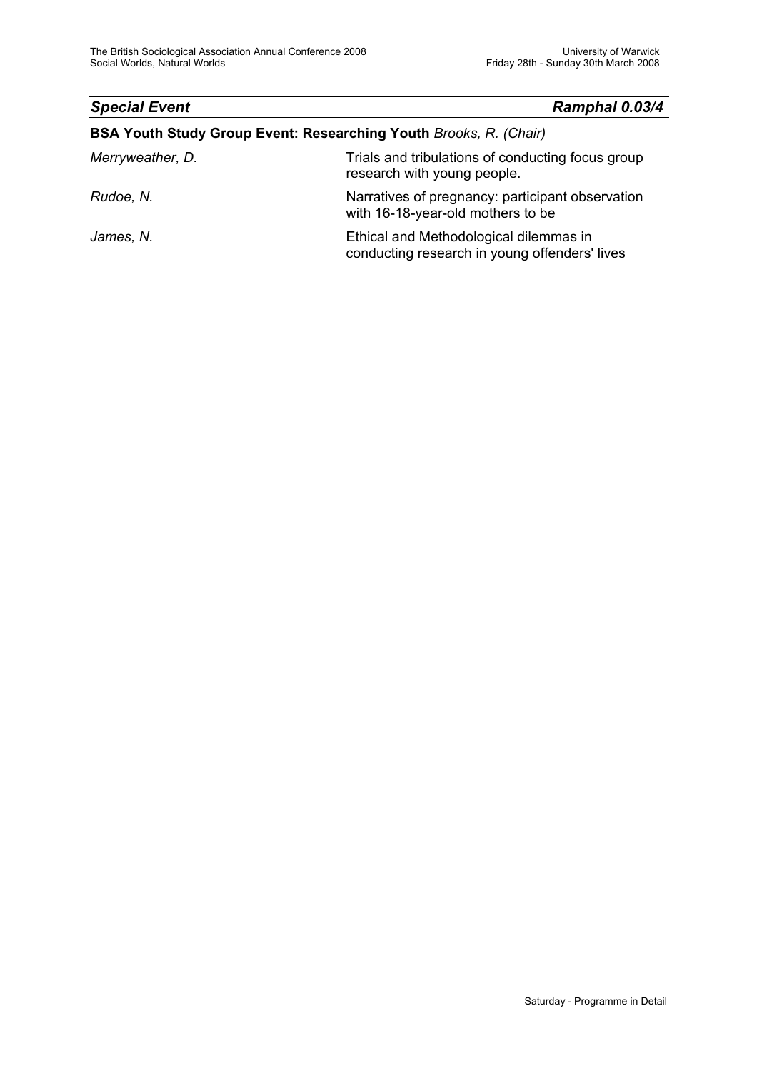## *Special Event* — *Ramphal 0.03/4*

**BSA Youth Study Group Event: Researching Youth** *Brooks, R. (Chair)*

| | |
|---|---|
| *Merryweather, D.* | Trials and tribulations of conducting focus group research with young people. |
| *Rudoe, N.* | Narratives of pregnancy: participant observation with 16-18-year-old mothers to be |
| *James, N.* | Ethical and Methodological dilemmas in conducting research in young offenders' lives |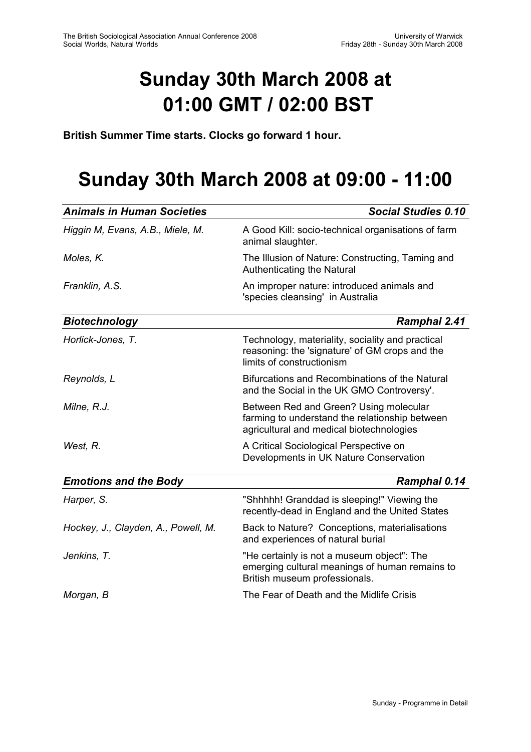# Sunday 30th March 2008 at 01:00 GMT / 02:00 BST

**British Summer Time starts. Clocks go forward 1 hour.**

# Sunday 30th March 2008 at 09:00 - 11:00

| ***Animals in Human Societies*** | ***Social Studies 0.10*** |
|---|---|
| *Higgin M, Evans, A.B., Miele, M.* | A Good Kill: socio-technical organisations of farm animal slaughter. |
| *Moles, K.* | The Illusion of Nature: Constructing, Taming and Authenticating the Natural |
| *Franklin, A.S.* | An improper nature: introduced animals and 'species cleansing' in Australia |

| ***Biotechnology*** | ***Ramphal 2.41*** |
|---|---|
| *Horlick-Jones, T.* | Technology, materiality, sociality and practical reasoning: the 'signature' of GM crops and the limits of constructionism |
| *Reynolds, L* | Bifurcations and Recombinations of the Natural and the Social in the UK GMO Controversy'. |
| *Milne, R.J.* | Between Red and Green? Using molecular farming to understand the relationship between agricultural and medical biotechnologies |
| *West, R.* | A Critical Sociological Perspective on Developments in UK Nature Conservation |

| ***Emotions and the Body*** | ***Ramphal 0.14*** |
|---|---|
| *Harper, S.* | "Shhhhh! Granddad is sleeping!" Viewing the recently-dead in England and the United States |
| *Hockey, J., Clayden, A., Powell, M.* | Back to Nature? Conceptions, materialisations and experiences of natural burial |
| *Jenkins, T.* | "He certainly is not a museum object": The emerging cultural meanings of human remains to British museum professionals. |
| *Morgan, B* | The Fear of Death and the Midlife Crisis |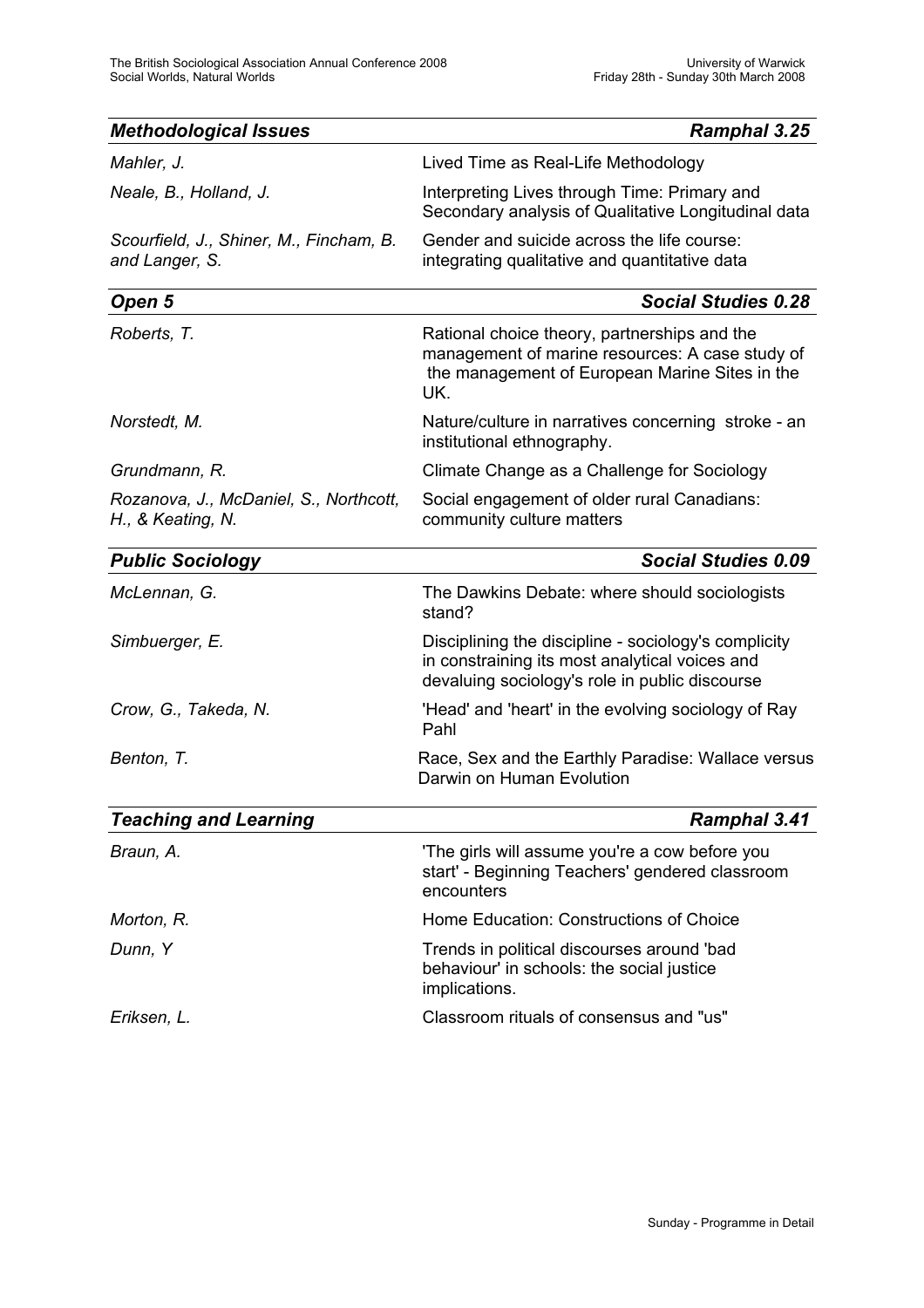| ***Methodological Issues*** | ***Ramphal 3.25*** |
|---|---|
| *Mahler, J.* | Lived Time as Real-Life Methodology |
| *Neale, B., Holland, J.* | Interpreting Lives through Time: Primary and Secondary analysis of Qualitative Longitudinal data |
| *Scourfield, J., Shiner, M., Fincham, B. and Langer, S.* | Gender and suicide across the life course: integrating qualitative and quantitative data |

| ***Open 5*** | ***Social Studies 0.28*** |
|---|---|
| *Roberts, T.* | Rational choice theory, partnerships and the management of marine resources: A case study of the management of European Marine Sites in the UK. |
| *Norstedt, M.* | Nature/culture in narratives concerning stroke - an institutional ethnography. |
| *Grundmann, R.* | Climate Change as a Challenge for Sociology |
| *Rozanova, J., McDaniel, S., Northcott, H., & Keating, N.* | Social engagement of older rural Canadians: community culture matters |

| ***Public Sociology*** | ***Social Studies 0.09*** |
|---|---|
| *McLennan, G.* | The Dawkins Debate: where should sociologists stand? |
| *Simbuerger, E.* | Disciplining the discipline - sociology's complicity in constraining its most analytical voices and devaluing sociology's role in public discourse |
| *Crow, G., Takeda, N.* | 'Head' and 'heart' in the evolving sociology of Ray Pahl |
| *Benton, T.* | Race, Sex and the Earthly Paradise: Wallace versus Darwin on Human Evolution |

| ***Teaching and Learning*** | ***Ramphal 3.41*** |
|---|---|
| *Braun, A.* | 'The girls will assume you're a cow before you start' - Beginning Teachers' gendered classroom encounters |
| *Morton, R.* | Home Education: Constructions of Choice |
| *Dunn, Y* | Trends in political discourses around 'bad behaviour' in schools: the social justice implications. |
| *Eriksen, L.* | Classroom rituals of consensus and "us" |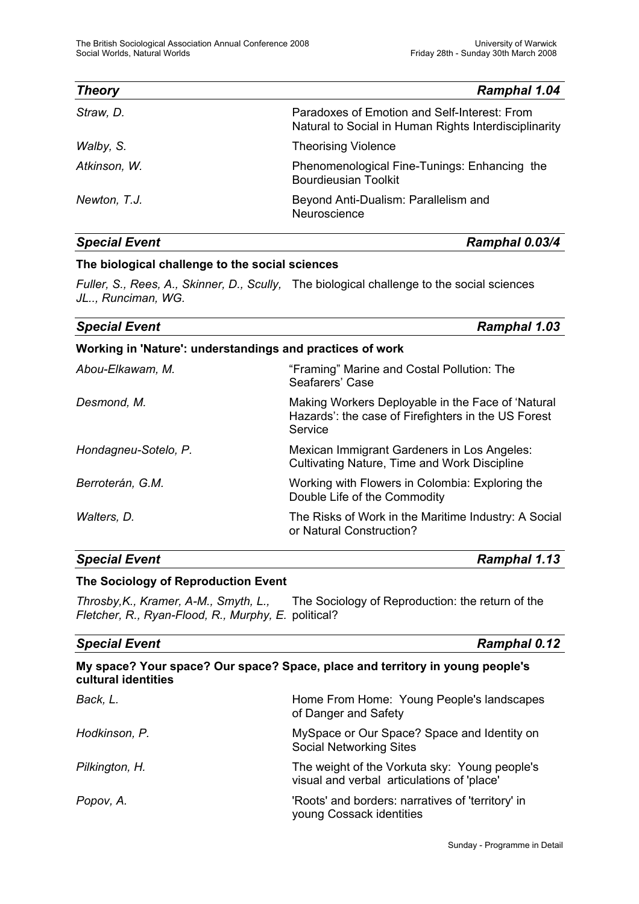## *Theory* — *Ramphal 1.04*

| | |
|---|---|
| *Straw, D.* | Paradoxes of Emotion and Self-Interest: From Natural to Social in Human Rights Interdisciplinarity |
| *Walby, S.* | Theorising Violence |
| *Atkinson, W.* | Phenomenological Fine-Tunings: Enhancing the Bourdieusian Toolkit |
| *Newton, T.J.* | Beyond Anti-Dualism: Parallelism and Neuroscience |

## *Special Event* — *Ramphal 0.03/4*

**The biological challenge to the social sciences**

| | |
|---|---|
| *Fuller, S., Rees, A., Skinner, D., Scully, JL.., Runciman, WG.* | The biological challenge to the social sciences |

## *Special Event* — *Ramphal 1.03*

**Working in 'Nature': understandings and practices of work**

| | |
|---|---|
| *Abou-Elkawam, M.* | "Framing" Marine and Costal Pollution: The Seafarers' Case |
| *Desmond, M.* | Making Workers Deployable in the Face of 'Natural Hazards': the case of Firefighters in the US Forest Service |
| *Hondagneu-Sotelo, P.* | Mexican Immigrant Gardeners in Los Angeles: Cultivating Nature, Time and Work Discipline |
| *Berroterán, G.M.* | Working with Flowers in Colombia: Exploring the Double Life of the Commodity |
| *Walters, D.* | The Risks of Work in the Maritime Industry: A Social or Natural Construction? |

## *Special Event* — *Ramphal 1.13*

**The Sociology of Reproduction Event**

| | |
|---|---|
| *Throsby,K., Kramer, A-M., Smyth, L., Fletcher, R., Ryan-Flood, R., Murphy, E.* | The Sociology of Reproduction: the return of the political? |

## *Special Event* — *Ramphal 0.12*

**My space? Your space? Our space? Space, place and territory in young people's cultural identities**

| | |
|---|---|
| *Back, L.* | Home From Home: Young People's landscapes of Danger and Safety |
| *Hodkinson, P.* | MySpace or Our Space? Space and Identity on Social Networking Sites |
| *Pilkington, H.* | The weight of the Vorkuta sky: Young people's visual and verbal articulations of 'place' |
| *Popov, A.* | 'Roots' and borders: narratives of 'territory' in young Cossack identities |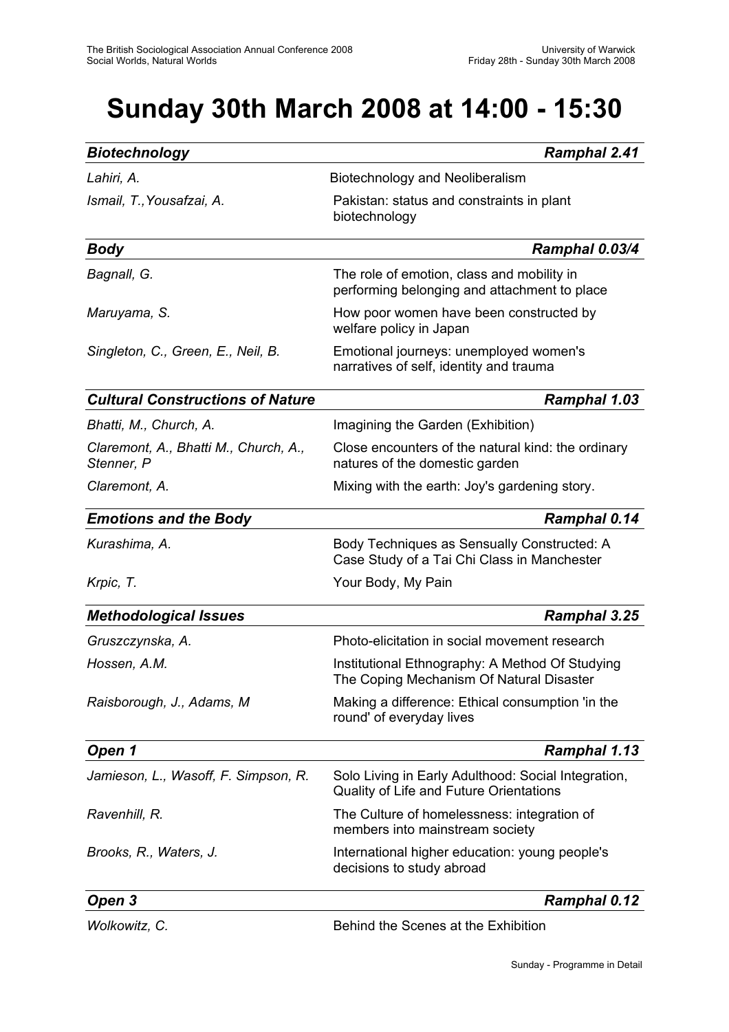# Sunday 30th March 2008 at 14:00 - 15:30

### *Biotechnology* — *Ramphal 2.41*

| | |
|---|---|
| *Lahiri, A.* | Biotechnology and Neoliberalism |
| *Ismail, T.,Yousafzai, A.* | Pakistan: status and constraints in plant biotechnology |

### *Body* — *Ramphal 0.03/4*

| | |
|---|---|
| *Bagnall, G.* | The role of emotion, class and mobility in performing belonging and attachment to place |
| *Maruyama, S.* | How poor women have been constructed by welfare policy in Japan |
| *Singleton, C., Green, E., Neil, B.* | Emotional journeys: unemployed women's narratives of self, identity and trauma |

### *Cultural Constructions of Nature* — *Ramphal 1.03*

| | |
|---|---|
| *Bhatti, M., Church, A.* | Imagining the Garden (Exhibition) |
| *Claremont, A., Bhatti M., Church, A., Stenner, P* | Close encounters of the natural kind: the ordinary natures of the domestic garden |
| *Claremont, A.* | Mixing with the earth: Joy's gardening story. |

### *Emotions and the Body* — *Ramphal 0.14*

| | |
|---|---|
| *Kurashima, A.* | Body Techniques as Sensually Constructed: A Case Study of a Tai Chi Class in Manchester |
| *Krpic, T.* | Your Body, My Pain |

### *Methodological Issues* — *Ramphal 3.25*

| | |
|---|---|
| *Gruszczynska, A.* | Photo-elicitation in social movement research |
| *Hossen, A.M.* | Institutional Ethnography: A Method Of Studying The Coping Mechanism Of Natural Disaster |
| *Raisborough, J., Adams, M* | Making a difference: Ethical consumption 'in the round' of everyday lives |

### *Open 1* — *Ramphal 1.13*

| | |
|---|---|
| *Jamieson, L., Wasoff, F. Simpson, R.* | Solo Living in Early Adulthood: Social Integration, Quality of Life and Future Orientations |
| *Ravenhill, R.* | The Culture of homelessness: integration of members into mainstream society |
| *Brooks, R., Waters, J.* | International higher education: young people's decisions to study abroad |

### *Open 3* — *Ramphal 0.12*

| | |
|---|---|
| *Wolkowitz, C.* | Behind the Scenes at the Exhibition |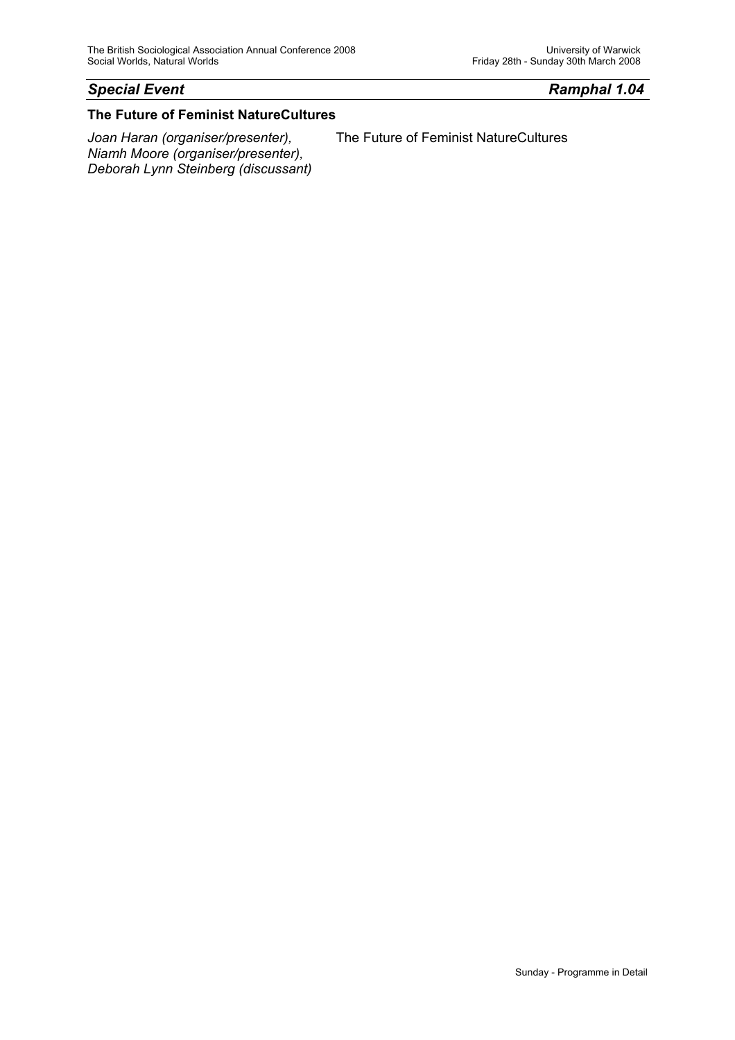## *Special Event* — *Ramphal 1.04*

### The Future of Feminist NatureCultures

*Joan Haran (organiser/presenter), Niamh Moore (organiser/presenter), Deborah Lynn Steinberg (discussant)*

The Future of Feminist NatureCultures